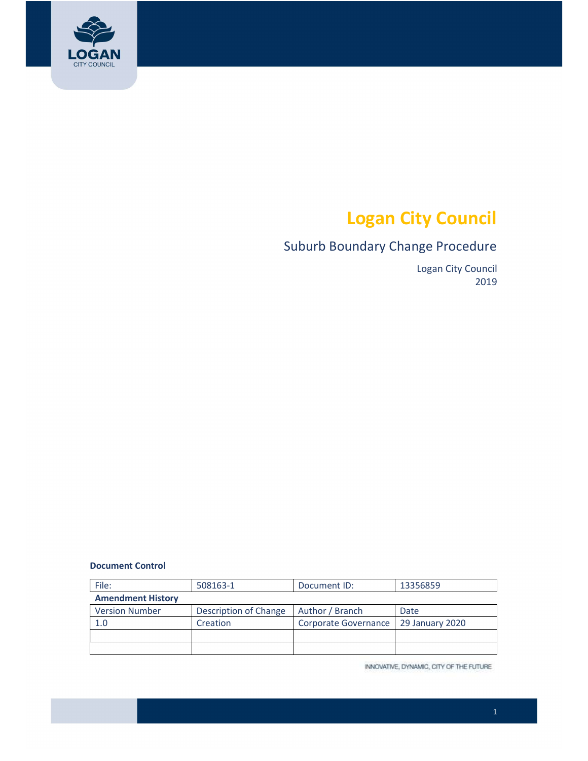# Logan City Council

## Suburb Boundary Change Procedure

Logan City Council
2019

**Document Control**

| | | | |
|---|---|---|---|
| File: | 508163-1 | Document ID: | 13356859 |
| **Amendment History** | | | |
| Version Number | Description of Change | Author / Branch | Date |
| 1.0 | Creation | Corporate Governance | 29 January 2020 |
| | | | |
| | | | |

INNOVATIVE, DYNAMIC, CITY OF THE FUTURE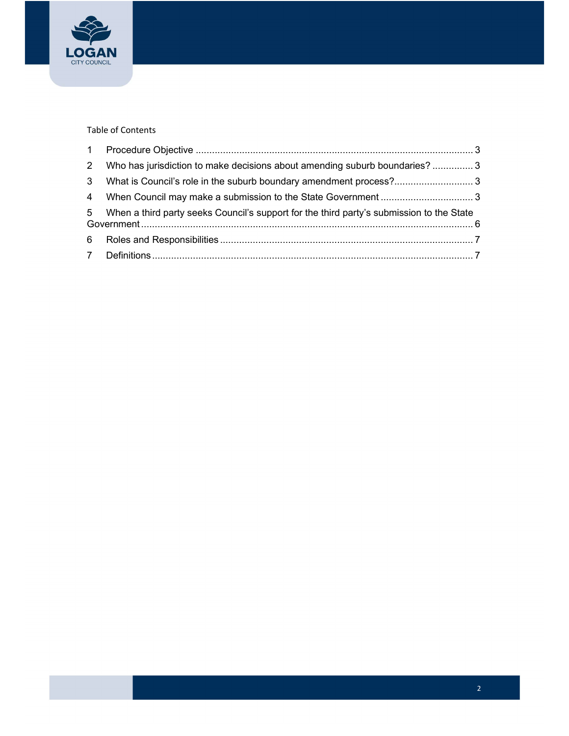Table of Contents

1 Procedure Objective ..................................................................................................... 3

2 Who has jurisdiction to make decisions about amending suburb boundaries? ............... 3

3 What is Council's role in the suburb boundary amendment process?............................ 3

4 When Council may make a submission to the State Government .................................. 3

5 When a third party seeks Council's support for the third party's submission to the State Government ......................................................................................................................... 6

6 Roles and Responsibilities ............................................................................................. 7

7 Definitions ...................................................................................................................... 7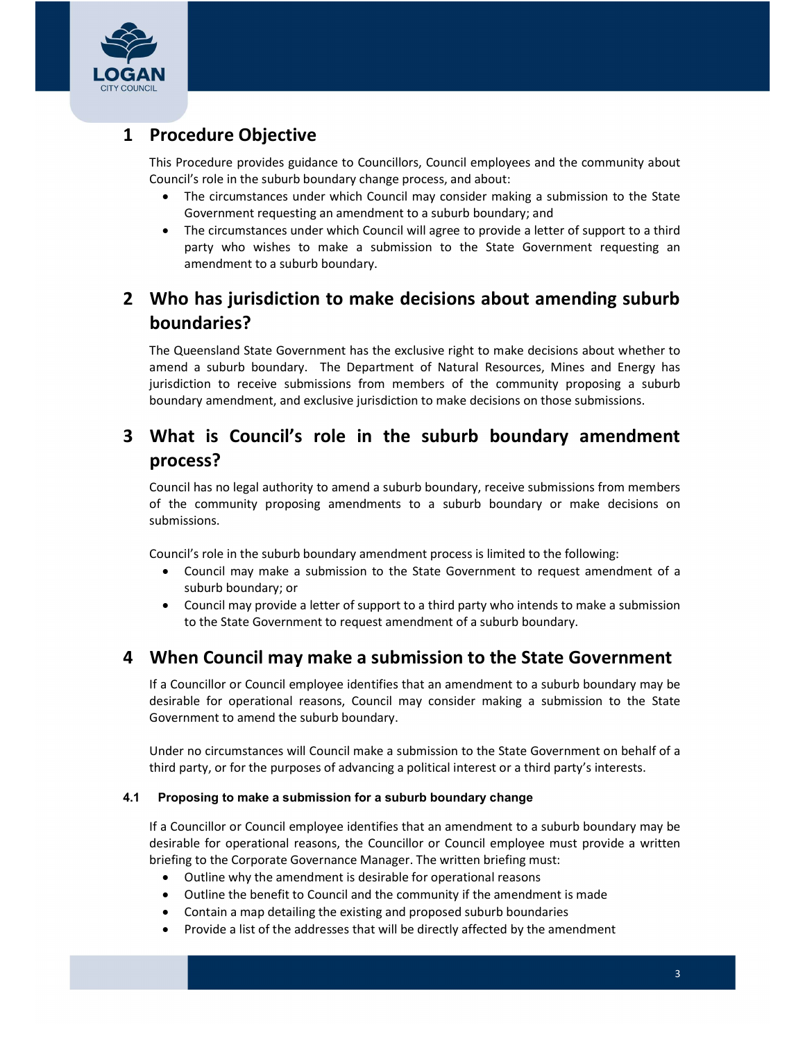# 1 Procedure Objective

This Procedure provides guidance to Councillors, Council employees and the community about Council's role in the suburb boundary change process, and about:

- The circumstances under which Council may consider making a submission to the State Government requesting an amendment to a suburb boundary; and
- The circumstances under which Council will agree to provide a letter of support to a third party who wishes to make a submission to the State Government requesting an amendment to a suburb boundary.

# 2 Who has jurisdiction to make decisions about amending suburb boundaries?

The Queensland State Government has the exclusive right to make decisions about whether to amend a suburb boundary. The Department of Natural Resources, Mines and Energy has jurisdiction to receive submissions from members of the community proposing a suburb boundary amendment, and exclusive jurisdiction to make decisions on those submissions.

# 3 What is Council's role in the suburb boundary amendment process?

Council has no legal authority to amend a suburb boundary, receive submissions from members of the community proposing amendments to a suburb boundary or make decisions on submissions.

Council's role in the suburb boundary amendment process is limited to the following:

- Council may make a submission to the State Government to request amendment of a suburb boundary; or
- Council may provide a letter of support to a third party who intends to make a submission to the State Government to request amendment of a suburb boundary.

# 4 When Council may make a submission to the State Government

If a Councillor or Council employee identifies that an amendment to a suburb boundary may be desirable for operational reasons, Council may consider making a submission to the State Government to amend the suburb boundary.

Under no circumstances will Council make a submission to the State Government on behalf of a third party, or for the purposes of advancing a political interest or a third party's interests.

## 4.1 Proposing to make a submission for a suburb boundary change

If a Councillor or Council employee identifies that an amendment to a suburb boundary may be desirable for operational reasons, the Councillor or Council employee must provide a written briefing to the Corporate Governance Manager. The written briefing must:

- Outline why the amendment is desirable for operational reasons
- Outline the benefit to Council and the community if the amendment is made
- Contain a map detailing the existing and proposed suburb boundaries
- Provide a list of the addresses that will be directly affected by the amendment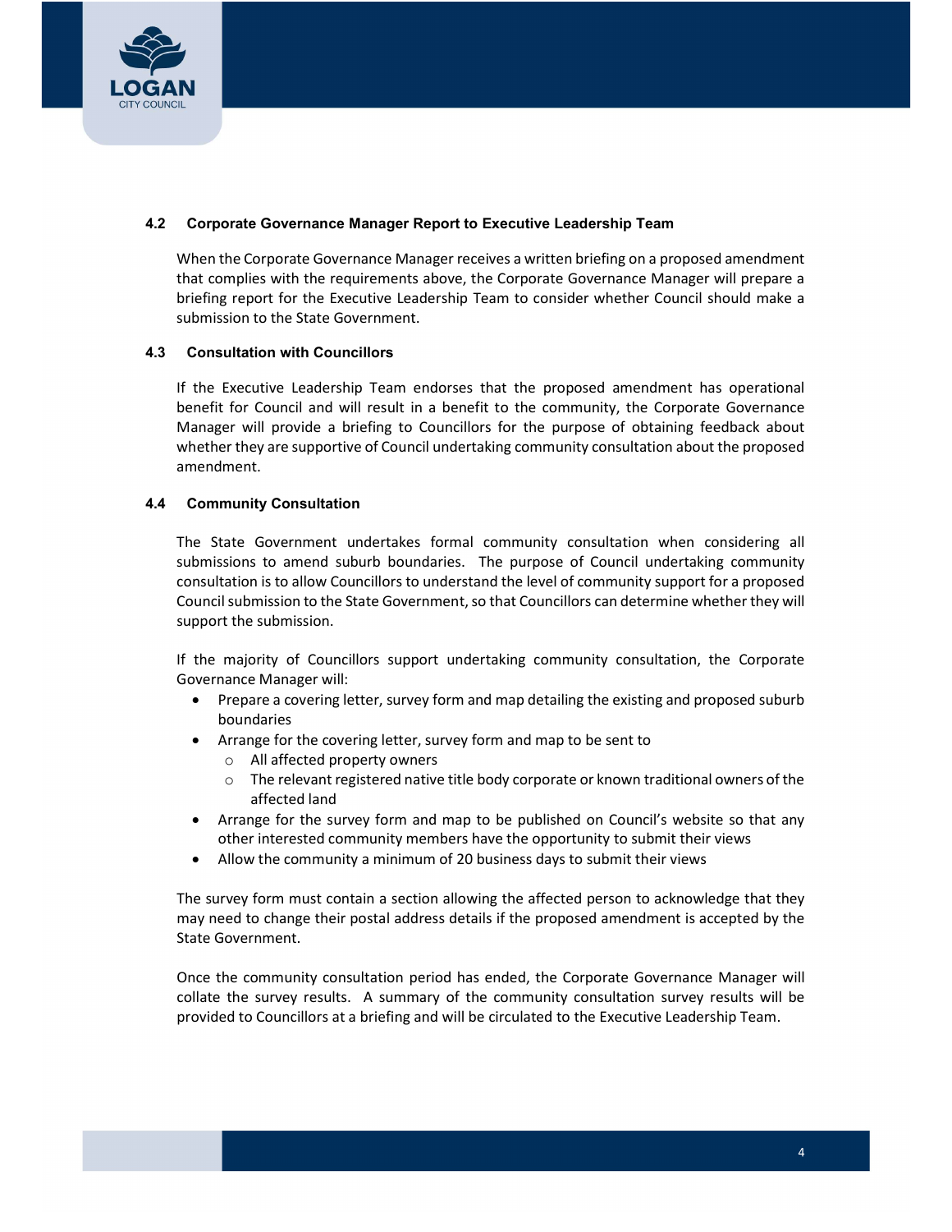### 4.2 Corporate Governance Manager Report to Executive Leadership Team

When the Corporate Governance Manager receives a written briefing on a proposed amendment that complies with the requirements above, the Corporate Governance Manager will prepare a briefing report for the Executive Leadership Team to consider whether Council should make a submission to the State Government.

### 4.3 Consultation with Councillors

If the Executive Leadership Team endorses that the proposed amendment has operational benefit for Council and will result in a benefit to the community, the Corporate Governance Manager will provide a briefing to Councillors for the purpose of obtaining feedback about whether they are supportive of Council undertaking community consultation about the proposed amendment.

### 4.4 Community Consultation

The State Government undertakes formal community consultation when considering all submissions to amend suburb boundaries. The purpose of Council undertaking community consultation is to allow Councillors to understand the level of community support for a proposed Council submission to the State Government, so that Councillors can determine whether they will support the submission.

If the majority of Councillors support undertaking community consultation, the Corporate Governance Manager will:

- Prepare a covering letter, survey form and map detailing the existing and proposed suburb boundaries
- Arrange for the covering letter, survey form and map to be sent to
  - All affected property owners
  - The relevant registered native title body corporate or known traditional owners of the affected land
- Arrange for the survey form and map to be published on Council's website so that any other interested community members have the opportunity to submit their views
- Allow the community a minimum of 20 business days to submit their views

The survey form must contain a section allowing the affected person to acknowledge that they may need to change their postal address details if the proposed amendment is accepted by the State Government.

Once the community consultation period has ended, the Corporate Governance Manager will collate the survey results. A summary of the community consultation survey results will be provided to Councillors at a briefing and will be circulated to the Executive Leadership Team.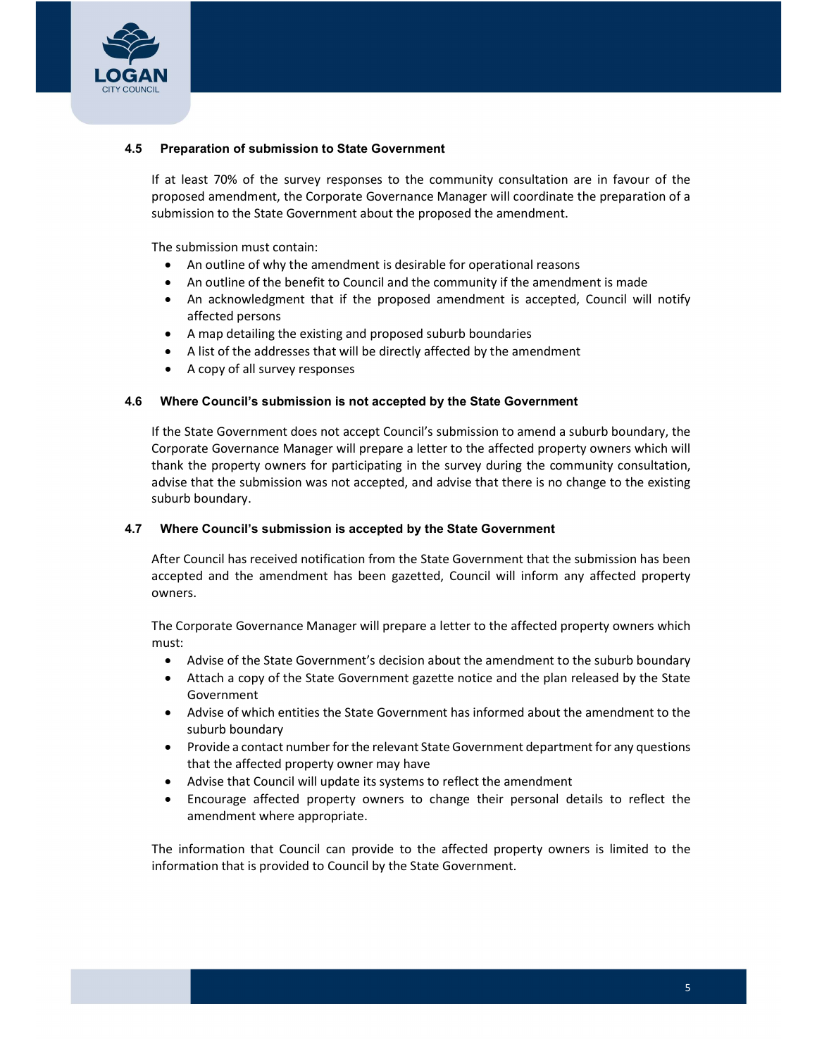### 4.5 Preparation of submission to State Government

If at least 70% of the survey responses to the community consultation are in favour of the proposed amendment, the Corporate Governance Manager will coordinate the preparation of a submission to the State Government about the proposed the amendment.

The submission must contain:

- An outline of why the amendment is desirable for operational reasons
- An outline of the benefit to Council and the community if the amendment is made
- An acknowledgment that if the proposed amendment is accepted, Council will notify affected persons
- A map detailing the existing and proposed suburb boundaries
- A list of the addresses that will be directly affected by the amendment
- A copy of all survey responses

### 4.6 Where Council's submission is not accepted by the State Government

If the State Government does not accept Council's submission to amend a suburb boundary, the Corporate Governance Manager will prepare a letter to the affected property owners which will thank the property owners for participating in the survey during the community consultation, advise that the submission was not accepted, and advise that there is no change to the existing suburb boundary.

### 4.7 Where Council's submission is accepted by the State Government

After Council has received notification from the State Government that the submission has been accepted and the amendment has been gazetted, Council will inform any affected property owners.

The Corporate Governance Manager will prepare a letter to the affected property owners which must:

- Advise of the State Government's decision about the amendment to the suburb boundary
- Attach a copy of the State Government gazette notice and the plan released by the State Government
- Advise of which entities the State Government has informed about the amendment to the suburb boundary
- Provide a contact number for the relevant State Government department for any questions that the affected property owner may have
- Advise that Council will update its systems to reflect the amendment
- Encourage affected property owners to change their personal details to reflect the amendment where appropriate.

The information that Council can provide to the affected property owners is limited to the information that is provided to Council by the State Government.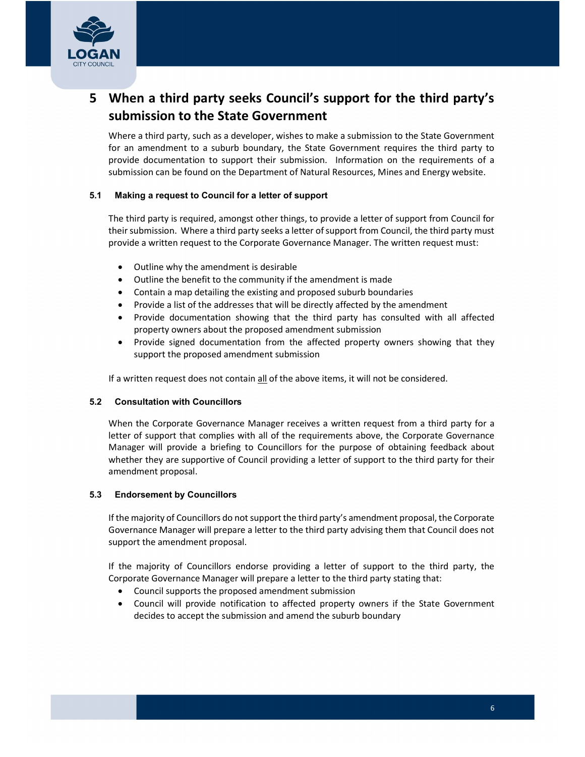# 5 When a third party seeks Council's support for the third party's submission to the State Government

Where a third party, such as a developer, wishes to make a submission to the State Government for an amendment to a suburb boundary, the State Government requires the third party to provide documentation to support their submission. Information on the requirements of a submission can be found on the Department of Natural Resources, Mines and Energy website.

### 5.1 Making a request to Council for a letter of support

The third party is required, amongst other things, to provide a letter of support from Council for their submission. Where a third party seeks a letter of support from Council, the third party must provide a written request to the Corporate Governance Manager. The written request must:

- Outline why the amendment is desirable
- Outline the benefit to the community if the amendment is made
- Contain a map detailing the existing and proposed suburb boundaries
- Provide a list of the addresses that will be directly affected by the amendment
- Provide documentation showing that the third party has consulted with all affected property owners about the proposed amendment submission
- Provide signed documentation from the affected property owners showing that they support the proposed amendment submission

If a written request does not contain all of the above items, it will not be considered.

### 5.2 Consultation with Councillors

When the Corporate Governance Manager receives a written request from a third party for a letter of support that complies with all of the requirements above, the Corporate Governance Manager will provide a briefing to Councillors for the purpose of obtaining feedback about whether they are supportive of Council providing a letter of support to the third party for their amendment proposal.

### 5.3 Endorsement by Councillors

If the majority of Councillors do not support the third party's amendment proposal, the Corporate Governance Manager will prepare a letter to the third party advising them that Council does not support the amendment proposal.

If the majority of Councillors endorse providing a letter of support to the third party, the Corporate Governance Manager will prepare a letter to the third party stating that:

- Council supports the proposed amendment submission
- Council will provide notification to affected property owners if the State Government decides to accept the submission and amend the suburb boundary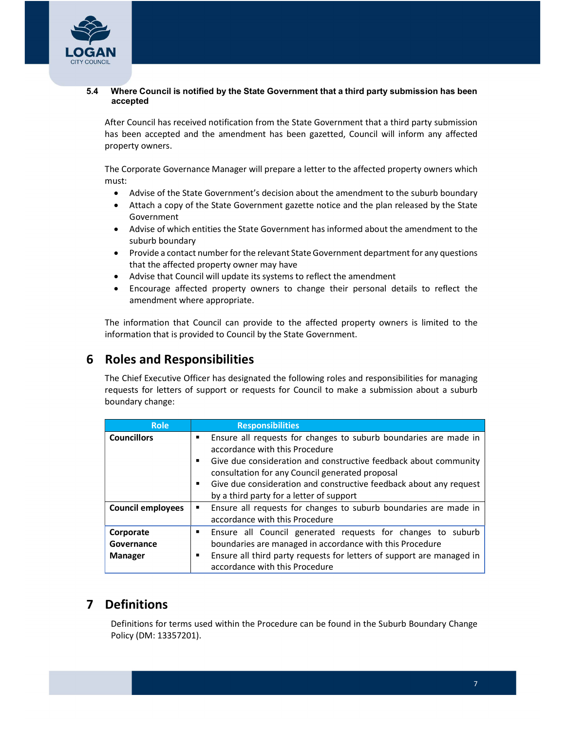### 5.4 Where Council is notified by the State Government that a third party submission has been accepted

After Council has received notification from the State Government that a third party submission has been accepted and the amendment has been gazetted, Council will inform any affected property owners.

The Corporate Governance Manager will prepare a letter to the affected property owners which must:

- Advise of the State Government's decision about the amendment to the suburb boundary
- Attach a copy of the State Government gazette notice and the plan released by the State Government
- Advise of which entities the State Government has informed about the amendment to the suburb boundary
- Provide a contact number for the relevant State Government department for any questions that the affected property owner may have
- Advise that Council will update its systems to reflect the amendment
- Encourage affected property owners to change their personal details to reflect the amendment where appropriate.

The information that Council can provide to the affected property owners is limited to the information that is provided to Council by the State Government.

## 6 Roles and Responsibilities

The Chief Executive Officer has designated the following roles and responsibilities for managing requests for letters of support or requests for Council to make a submission about a suburb boundary change:

| Role | Responsibilities |
|---|---|
| **Councillors** | ▪ Ensure all requests for changes to suburb boundaries are made in accordance with this Procedure<br>▪ Give due consideration and constructive feedback about community consultation for any Council generated proposal<br>▪ Give due consideration and constructive feedback about any request by a third party for a letter of support |
| **Council employees** | ▪ Ensure all requests for changes to suburb boundaries are made in accordance with this Procedure |
| **Corporate Governance Manager** | ▪ Ensure all Council generated requests for changes to suburb boundaries are managed in accordance with this Procedure<br>▪ Ensure all third party requests for letters of support are managed in accordance with this Procedure |

## 7 Definitions

Definitions for terms used within the Procedure can be found in the Suburb Boundary Change Policy (DM: 13357201).